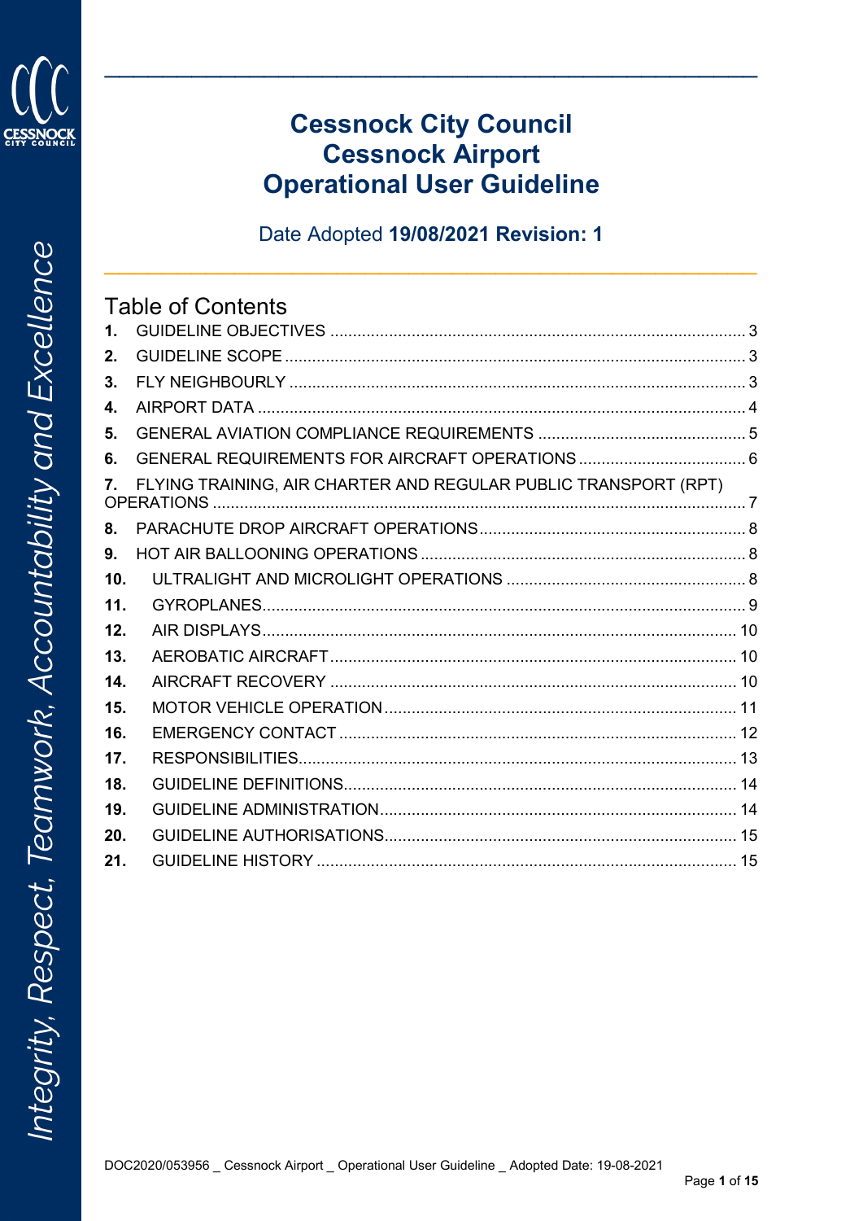# Cessnock City Council
# Cessnock Airport
# Operational User Guideline

Date Adopted **19/08/2021 Revision: 1**

## Table of Contents

**1.** GUIDELINE OBJECTIVES ..... 3
**2.** GUIDELINE SCOPE ..... 3
**3.** FLY NEIGHBOURLY ..... 3
**4.** AIRPORT DATA ..... 4
**5.** GENERAL AVIATION COMPLIANCE REQUIREMENTS ..... 5
**6.** GENERAL REQUIREMENTS FOR AIRCRAFT OPERATIONS ..... 6
**7.** FLYING TRAINING, AIR CHARTER AND REGULAR PUBLIC TRANSPORT (RPT) OPERATIONS ..... 7
**8.** PARACHUTE DROP AIRCRAFT OPERATIONS ..... 8
**9.** HOT AIR BALLOONING OPERATIONS ..... 8
**10.** ULTRALIGHT AND MICROLIGHT OPERATIONS ..... 8
**11.** GYROPLANES ..... 9
**12.** AIR DISPLAYS ..... 10
**13.** AEROBATIC AIRCRAFT ..... 10
**14.** AIRCRAFT RECOVERY ..... 10
**15.** MOTOR VEHICLE OPERATION ..... 11
**16.** EMERGENCY CONTACT ..... 12
**17.** RESPONSIBILITIES ..... 13
**18.** GUIDELINE DEFINITIONS ..... 14
**19.** GUIDELINE ADMINISTRATION ..... 14
**20.** GUIDELINE AUTHORISATIONS ..... 15
**21.** GUIDELINE HISTORY ..... 15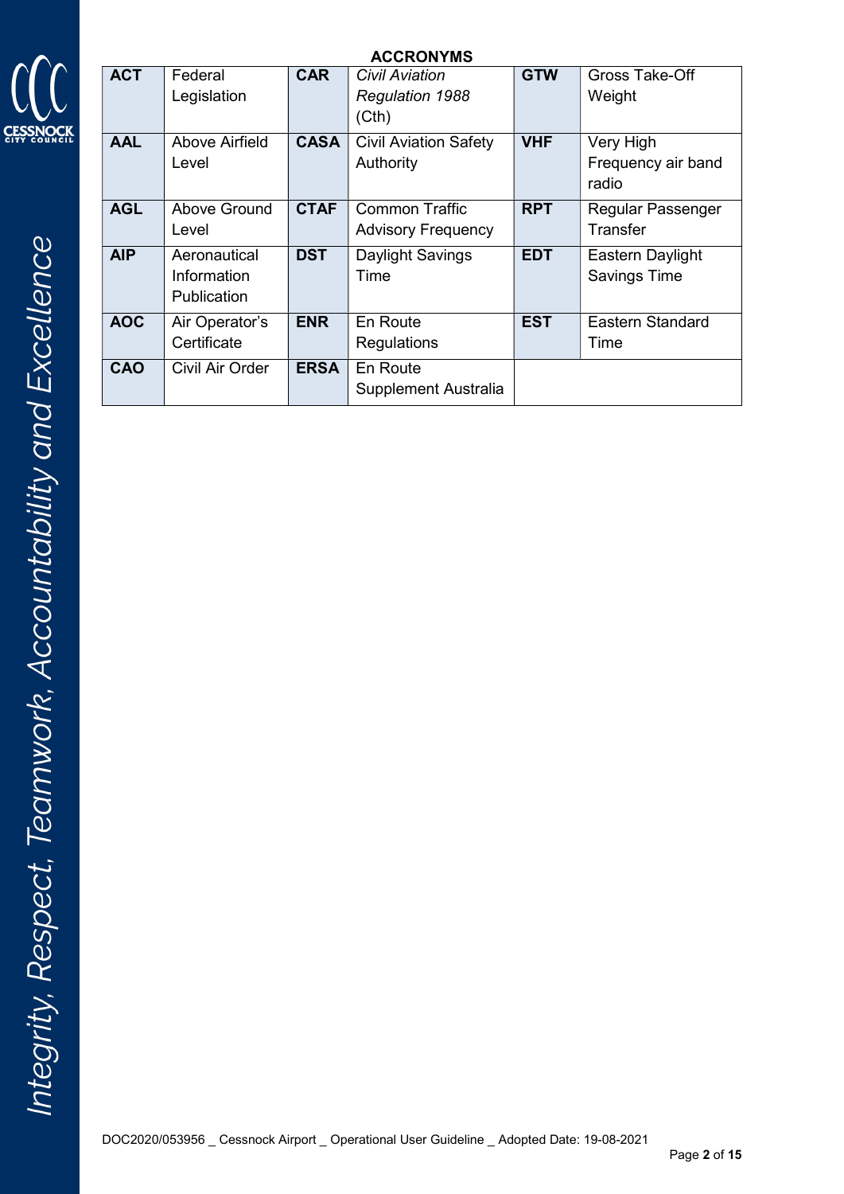**ACCRONYMS**

| **ACT** | Federal Legislation | **CAR** | *Civil Aviation Regulation 1988* (Cth) | **GTW** | Gross Take-Off Weight |
|---|---|---|---|---|---|
| **AAL** | Above Airfield Level | **CASA** | Civil Aviation Safety Authority | **VHF** | Very High Frequency air band radio |
| **AGL** | Above Ground Level | **CTAF** | Common Traffic Advisory Frequency | **RPT** | Regular Passenger Transfer |
| **AIP** | Aeronautical Information Publication | **DST** | Daylight Savings Time | **EDT** | Eastern Daylight Savings Time |
| **AOC** | Air Operator's Certificate | **ENR** | En Route Regulations | **EST** | Eastern Standard Time |
| **CAO** | Civil Air Order | **ERSA** | En Route Supplement Australia | | |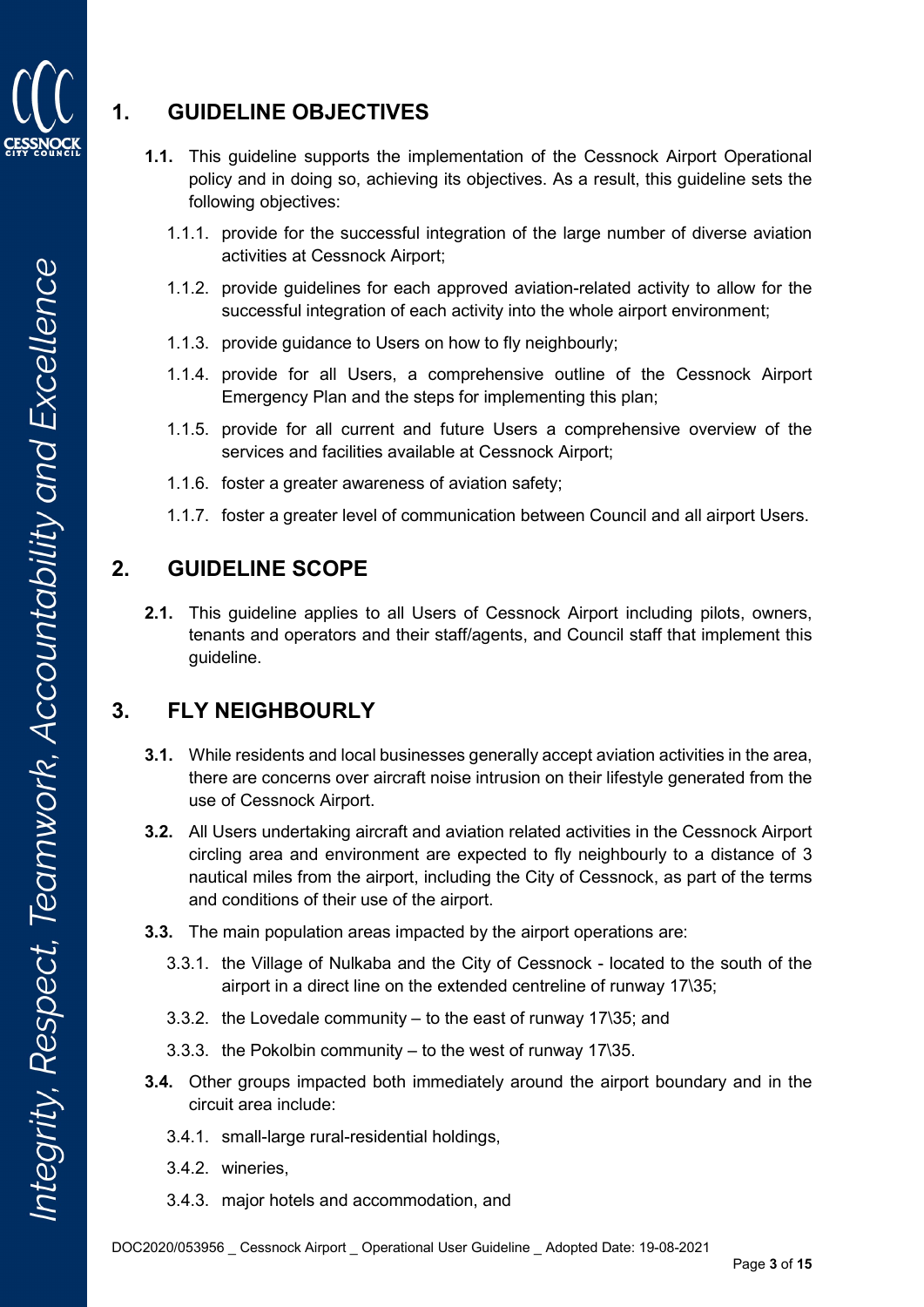## 1. GUIDELINE OBJECTIVES

**1.1.** This guideline supports the implementation of the Cessnock Airport Operational policy and in doing so, achieving its objectives. As a result, this guideline sets the following objectives:

1.1.1. provide for the successful integration of the large number of diverse aviation activities at Cessnock Airport;

1.1.2. provide guidelines for each approved aviation-related activity to allow for the successful integration of each activity into the whole airport environment;

1.1.3. provide guidance to Users on how to fly neighbourly;

1.1.4. provide for all Users, a comprehensive outline of the Cessnock Airport Emergency Plan and the steps for implementing this plan;

1.1.5. provide for all current and future Users a comprehensive overview of the services and facilities available at Cessnock Airport;

1.1.6. foster a greater awareness of aviation safety;

1.1.7. foster a greater level of communication between Council and all airport Users.

## 2. GUIDELINE SCOPE

**2.1.** This guideline applies to all Users of Cessnock Airport including pilots, owners, tenants and operators and their staff/agents, and Council staff that implement this guideline.

## 3. FLY NEIGHBOURLY

**3.1.** While residents and local businesses generally accept aviation activities in the area, there are concerns over aircraft noise intrusion on their lifestyle generated from the use of Cessnock Airport.

**3.2.** All Users undertaking aircraft and aviation related activities in the Cessnock Airport circling area and environment are expected to fly neighbourly to a distance of 3 nautical miles from the airport, including the City of Cessnock, as part of the terms and conditions of their use of the airport.

**3.3.** The main population areas impacted by the airport operations are:

3.3.1. the Village of Nulkaba and the City of Cessnock - located to the south of the airport in a direct line on the extended centreline of runway 17\35;

3.3.2. the Lovedale community – to the east of runway 17\35; and

3.3.3. the Pokolbin community – to the west of runway 17\35.

**3.4.** Other groups impacted both immediately around the airport boundary and in the circuit area include:

3.4.1. small-large rural-residential holdings,

3.4.2. wineries,

3.4.3. major hotels and accommodation, and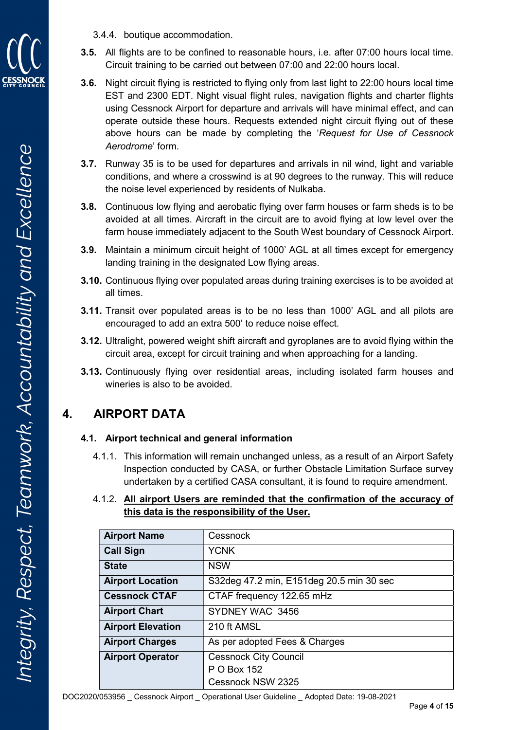3.4.4. boutique accommodation.

**3.5.** All flights are to be confined to reasonable hours, i.e. after 07:00 hours local time. Circuit training to be carried out between 07:00 and 22:00 hours local.

**3.6.** Night circuit flying is restricted to flying only from last light to 22:00 hours local time EST and 2300 EDT. Night visual flight rules, navigation flights and charter flights using Cessnock Airport for departure and arrivals will have minimal effect, and can operate outside these hours. Requests extended night circuit flying out of these above hours can be made by completing the '*Request for Use of Cessnock Aerodrome*' form.

**3.7.** Runway 35 is to be used for departures and arrivals in nil wind, light and variable conditions, and where a crosswind is at 90 degrees to the runway. This will reduce the noise level experienced by residents of Nulkaba.

**3.8.** Continuous low flying and aerobatic flying over farm houses or farm sheds is to be avoided at all times. Aircraft in the circuit are to avoid flying at low level over the farm house immediately adjacent to the South West boundary of Cessnock Airport.

**3.9.** Maintain a minimum circuit height of 1000' AGL at all times except for emergency landing training in the designated Low flying areas.

**3.10.** Continuous flying over populated areas during training exercises is to be avoided at all times.

**3.11.** Transit over populated areas is to be no less than 1000' AGL and all pilots are encouraged to add an extra 500' to reduce noise effect.

**3.12.** Ultralight, powered weight shift aircraft and gyroplanes are to avoid flying within the circuit area, except for circuit training and when approaching for a landing.

**3.13.** Continuously flying over residential areas, including isolated farm houses and wineries is also to be avoided.

# 4. AIRPORT DATA

## 4.1. Airport technical and general information

4.1.1. This information will remain unchanged unless, as a result of an Airport Safety Inspection conducted by CASA, or further Obstacle Limitation Surface survey undertaken by a certified CASA consultant, it is found to require amendment.

4.1.2. **<u>All airport Users are reminded that the confirmation of the accuracy of this data is the responsibility of the User.</u>**

| **Airport Name** | Cessnock |
|---|---|
| **Call Sign** | YCNK |
| **State** | NSW |
| **Airport Location** | S32deg 47.2 min, E151deg 20.5 min 30 sec |
| **Cessnock CTAF** | CTAF frequency 122.65 mHz |
| **Airport Chart** | SYDNEY WAC 3456 |
| **Airport Elevation** | 210 ft AMSL |
| **Airport Charges** | As per adopted Fees & Charges |
| **Airport Operator** | Cessnock City Council<br>P O Box 152<br>Cessnock NSW 2325 |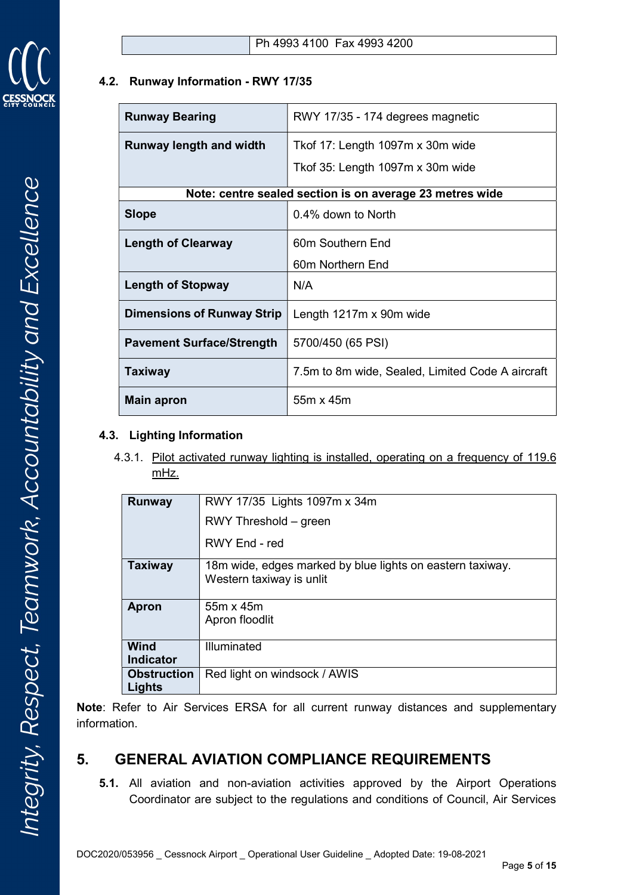| | Ph 4993 4100 Fax 4993 4200 |
|---|---|

### 4.2. Runway Information - RWY 17/35

| | |
|---|---|
| **Runway Bearing** | RWY 17/35 - 174 degrees magnetic |
| **Runway length and width** | Tkof 17: Length 1097m x 30m wide<br>Tkof 35: Length 1097m x 30m wide |
| **Note: centre sealed section is on average 23 metres wide** | |
| **Slope** | 0.4% down to North |
| **Length of Clearway** | 60m Southern End<br>60m Northern End |
| **Length of Stopway** | N/A |
| **Dimensions of Runway Strip** | Length 1217m x 90m wide |
| **Pavement Surface/Strength** | 5700/450 (65 PSI) |
| **Taxiway** | 7.5m to 8m wide, Sealed, Limited Code A aircraft |
| **Main apron** | 55m x 45m |

### 4.3. Lighting Information

4.3.1. Pilot activated runway lighting is installed, operating on a frequency of 119.6 mHz.

| | |
|---|---|
| **Runway** | RWY 17/35 Lights 1097m x 34m<br>RWY Threshold – green<br>RWY End - red |
| **Taxiway** | 18m wide, edges marked by blue lights on eastern taxiway. Western taxiway is unlit |
| **Apron** | 55m x 45m<br>Apron floodlit |
| **Wind Indicator** | Illuminated |
| **Obstruction Lights** | Red light on windsock / AWIS |

**Note**: Refer to Air Services ERSA for all current runway distances and supplementary information.

## 5. GENERAL AVIATION COMPLIANCE REQUIREMENTS

**5.1.** All aviation and non-aviation activities approved by the Airport Operations Coordinator are subject to the regulations and conditions of Council, Air Services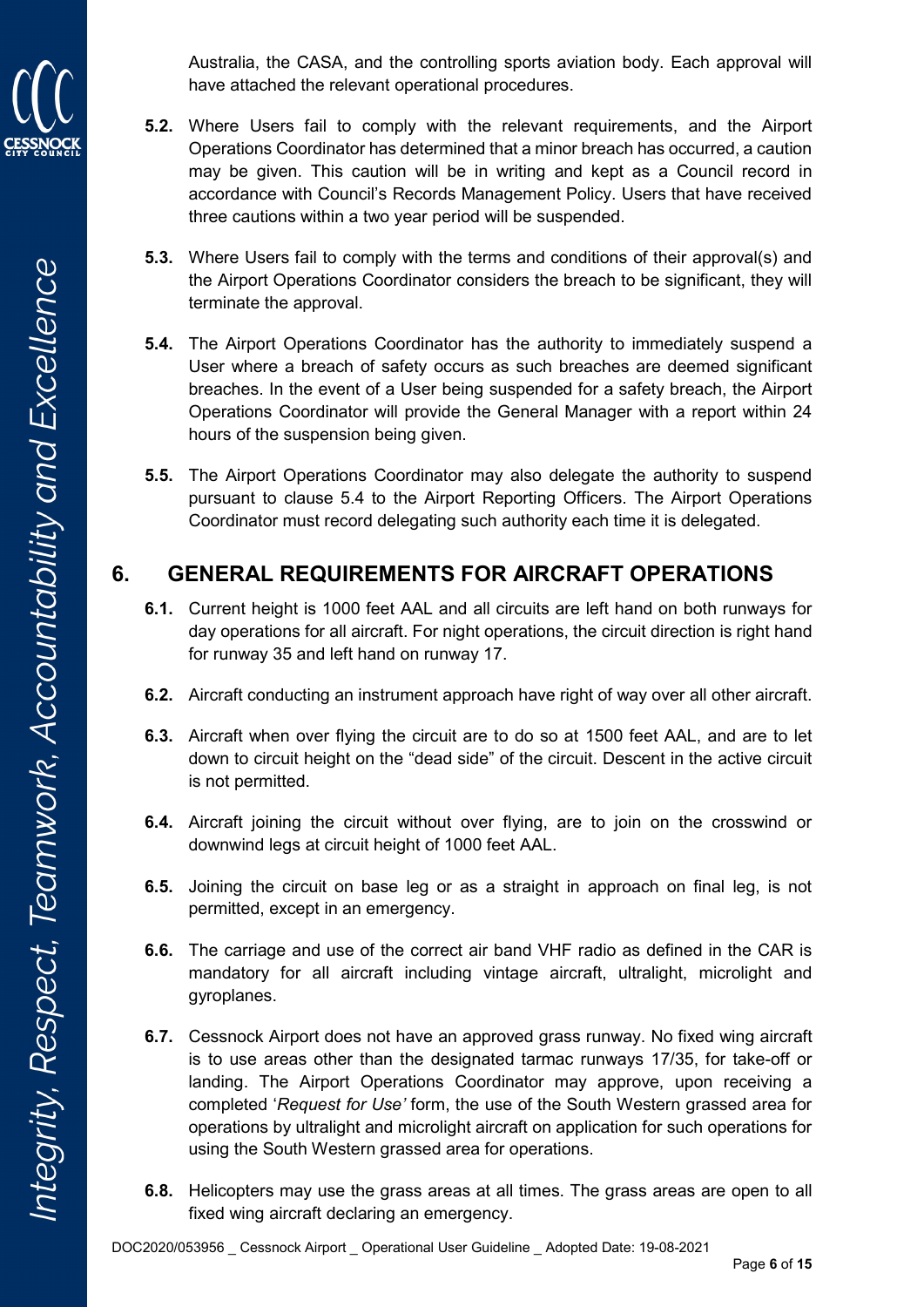Australia, the CASA, and the controlling sports aviation body. Each approval will have attached the relevant operational procedures.

**5.2.** Where Users fail to comply with the relevant requirements, and the Airport Operations Coordinator has determined that a minor breach has occurred, a caution may be given. This caution will be in writing and kept as a Council record in accordance with Council's Records Management Policy. Users that have received three cautions within a two year period will be suspended.

**5.3.** Where Users fail to comply with the terms and conditions of their approval(s) and the Airport Operations Coordinator considers the breach to be significant, they will terminate the approval.

**5.4.** The Airport Operations Coordinator has the authority to immediately suspend a User where a breach of safety occurs as such breaches are deemed significant breaches. In the event of a User being suspended for a safety breach, the Airport Operations Coordinator will provide the General Manager with a report within 24 hours of the suspension being given.

**5.5.** The Airport Operations Coordinator may also delegate the authority to suspend pursuant to clause 5.4 to the Airport Reporting Officers. The Airport Operations Coordinator must record delegating such authority each time it is delegated.

## 6. GENERAL REQUIREMENTS FOR AIRCRAFT OPERATIONS

**6.1.** Current height is 1000 feet AAL and all circuits are left hand on both runways for day operations for all aircraft. For night operations, the circuit direction is right hand for runway 35 and left hand on runway 17.

**6.2.** Aircraft conducting an instrument approach have right of way over all other aircraft.

**6.3.** Aircraft when over flying the circuit are to do so at 1500 feet AAL, and are to let down to circuit height on the "dead side" of the circuit. Descent in the active circuit is not permitted.

**6.4.** Aircraft joining the circuit without over flying, are to join on the crosswind or downwind legs at circuit height of 1000 feet AAL.

**6.5.** Joining the circuit on base leg or as a straight in approach on final leg, is not permitted, except in an emergency.

**6.6.** The carriage and use of the correct air band VHF radio as defined in the CAR is mandatory for all aircraft including vintage aircraft, ultralight, microlight and gyroplanes.

**6.7.** Cessnock Airport does not have an approved grass runway. No fixed wing aircraft is to use areas other than the designated tarmac runways 17/35, for take-off or landing. The Airport Operations Coordinator may approve, upon receiving a completed '*Request for Use'* form, the use of the South Western grassed area for operations by ultralight and microlight aircraft on application for such operations for using the South Western grassed area for operations.

**6.8.** Helicopters may use the grass areas at all times. The grass areas are open to all fixed wing aircraft declaring an emergency.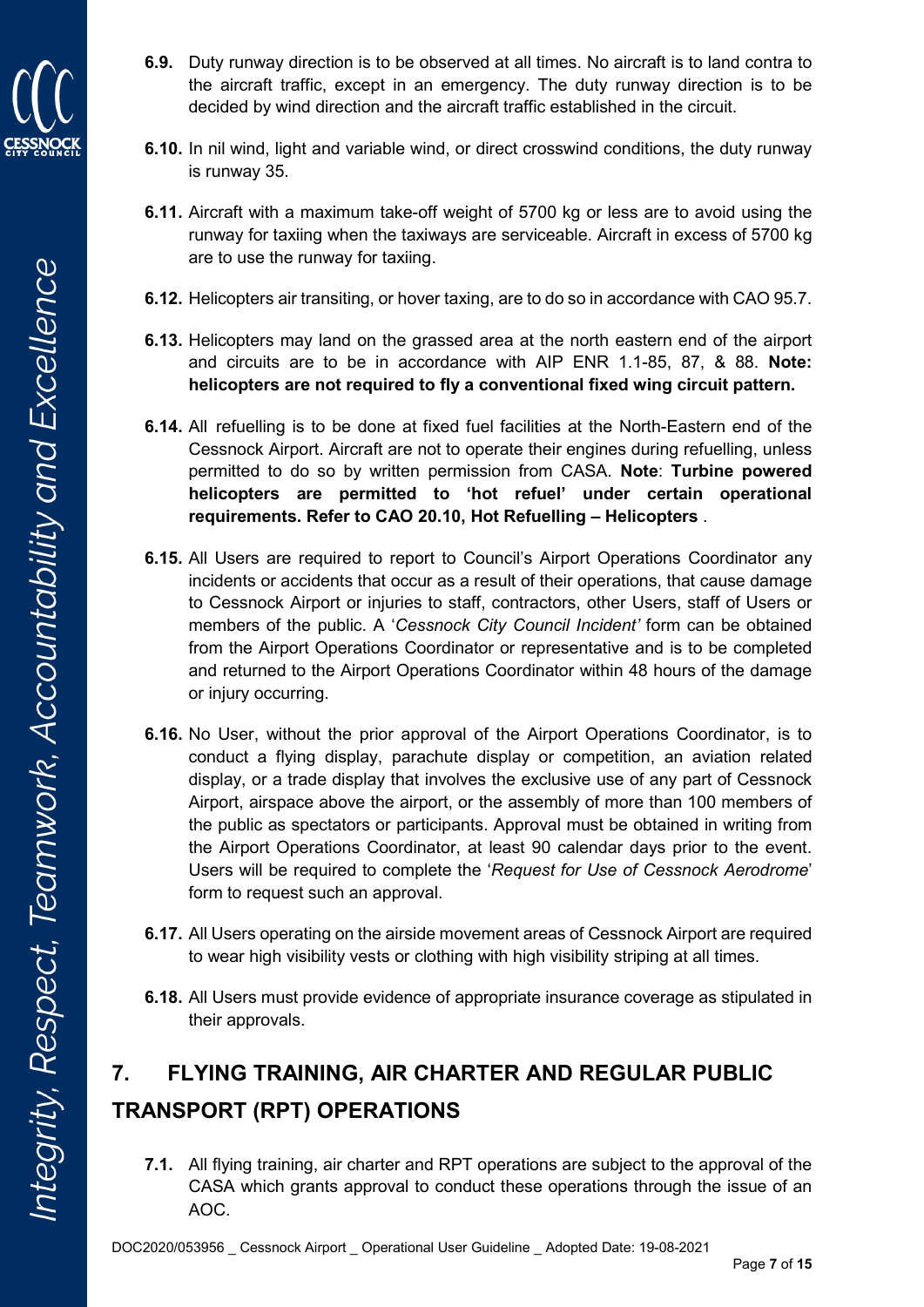**6.9.** Duty runway direction is to be observed at all times. No aircraft is to land contra to the aircraft traffic, except in an emergency. The duty runway direction is to be decided by wind direction and the aircraft traffic established in the circuit.

**6.10.** In nil wind, light and variable wind, or direct crosswind conditions, the duty runway is runway 35.

**6.11.** Aircraft with a maximum take-off weight of 5700 kg or less are to avoid using the runway for taxiing when the taxiways are serviceable. Aircraft in excess of 5700 kg are to use the runway for taxiing.

**6.12.** Helicopters air transiting, or hover taxing, are to do so in accordance with CAO 95.7.

**6.13.** Helicopters may land on the grassed area at the north eastern end of the airport and circuits are to be in accordance with AIP ENR 1.1-85, 87, & 88. **Note: helicopters are not required to fly a conventional fixed wing circuit pattern.**

**6.14.** All refuelling is to be done at fixed fuel facilities at the North-Eastern end of the Cessnock Airport. Aircraft are not to operate their engines during refuelling, unless permitted to do so by written permission from CASA. **Note**: **Turbine powered helicopters are permitted to 'hot refuel' under certain operational requirements. Refer to CAO 20.10, Hot Refuelling – Helicopters** .

**6.15.** All Users are required to report to Council's Airport Operations Coordinator any incidents or accidents that occur as a result of their operations, that cause damage to Cessnock Airport or injuries to staff, contractors, other Users, staff of Users or members of the public. A '*Cessnock City Council Incident'* form can be obtained from the Airport Operations Coordinator or representative and is to be completed and returned to the Airport Operations Coordinator within 48 hours of the damage or injury occurring.

**6.16.** No User, without the prior approval of the Airport Operations Coordinator, is to conduct a flying display, parachute display or competition, an aviation related display, or a trade display that involves the exclusive use of any part of Cessnock Airport, airspace above the airport, or the assembly of more than 100 members of the public as spectators or participants. Approval must be obtained in writing from the Airport Operations Coordinator, at least 90 calendar days prior to the event. Users will be required to complete the '*Request for Use of Cessnock Aerodrome*' form to request such an approval.

**6.17.** All Users operating on the airside movement areas of Cessnock Airport are required to wear high visibility vests or clothing with high visibility striping at all times.

**6.18.** All Users must provide evidence of appropriate insurance coverage as stipulated in their approvals.

## 7. FLYING TRAINING, AIR CHARTER AND REGULAR PUBLIC TRANSPORT (RPT) OPERATIONS

**7.1.** All flying training, air charter and RPT operations are subject to the approval of the CASA which grants approval to conduct these operations through the issue of an AOC.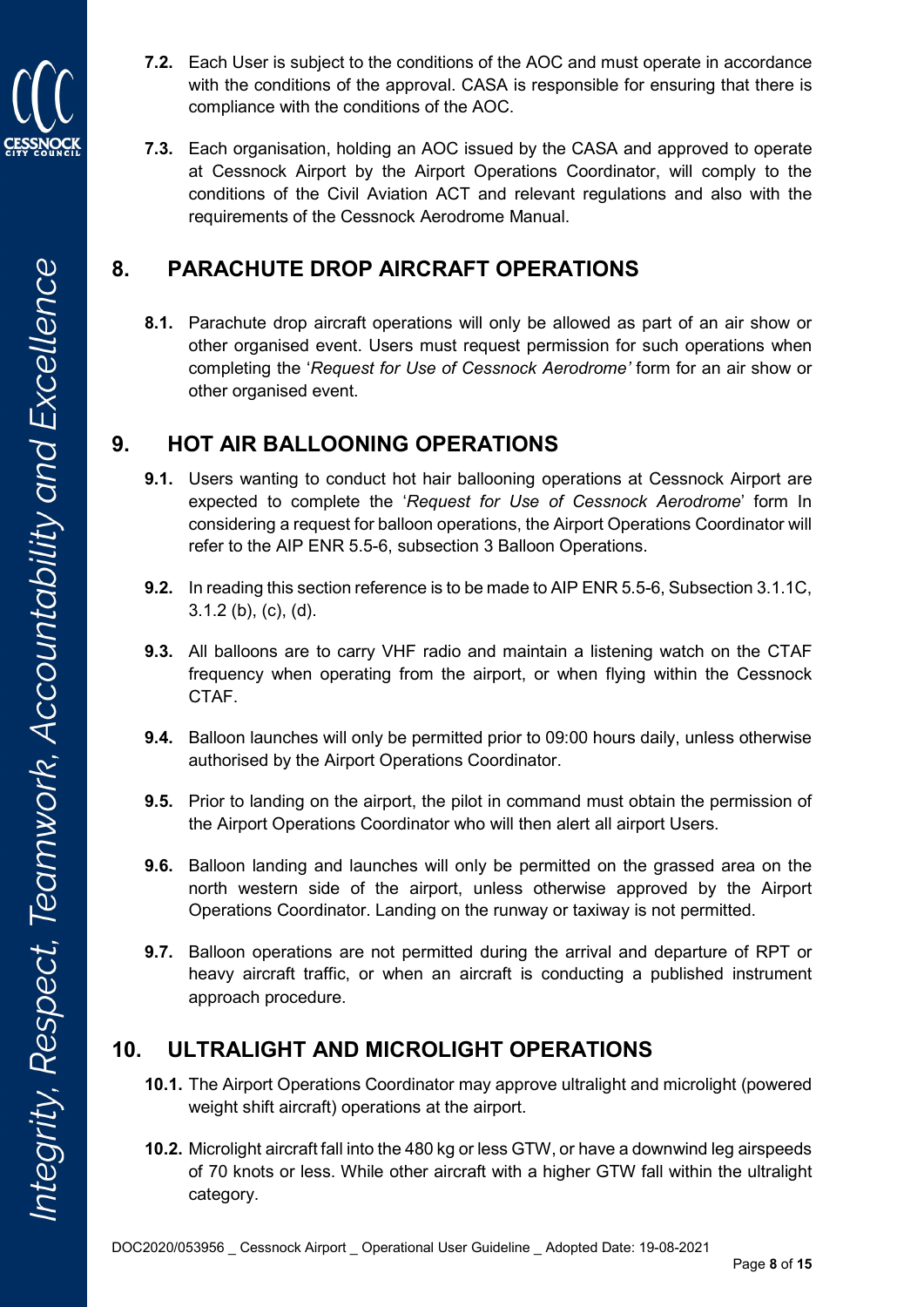**7.2.** Each User is subject to the conditions of the AOC and must operate in accordance with the conditions of the approval. CASA is responsible for ensuring that there is compliance with the conditions of the AOC.

**7.3.** Each organisation, holding an AOC issued by the CASA and approved to operate at Cessnock Airport by the Airport Operations Coordinator, will comply to the conditions of the Civil Aviation ACT and relevant regulations and also with the requirements of the Cessnock Aerodrome Manual.

## 8. PARACHUTE DROP AIRCRAFT OPERATIONS

**8.1.** Parachute drop aircraft operations will only be allowed as part of an air show or other organised event. Users must request permission for such operations when completing the '*Request for Use of Cessnock Aerodrome'* form for an air show or other organised event.

## 9. HOT AIR BALLOONING OPERATIONS

**9.1.** Users wanting to conduct hot hair ballooning operations at Cessnock Airport are expected to complete the '*Request for Use of Cessnock Aerodrome*' form In considering a request for balloon operations, the Airport Operations Coordinator will refer to the AIP ENR 5.5-6, subsection 3 Balloon Operations.

**9.2.** In reading this section reference is to be made to AIP ENR 5.5-6, Subsection 3.1.1C, 3.1.2 (b), (c), (d).

**9.3.** All balloons are to carry VHF radio and maintain a listening watch on the CTAF frequency when operating from the airport, or when flying within the Cessnock CTAF.

**9.4.** Balloon launches will only be permitted prior to 09:00 hours daily, unless otherwise authorised by the Airport Operations Coordinator.

**9.5.** Prior to landing on the airport, the pilot in command must obtain the permission of the Airport Operations Coordinator who will then alert all airport Users.

**9.6.** Balloon landing and launches will only be permitted on the grassed area on the north western side of the airport, unless otherwise approved by the Airport Operations Coordinator. Landing on the runway or taxiway is not permitted.

**9.7.** Balloon operations are not permitted during the arrival and departure of RPT or heavy aircraft traffic, or when an aircraft is conducting a published instrument approach procedure.

## 10. ULTRALIGHT AND MICROLIGHT OPERATIONS

**10.1.** The Airport Operations Coordinator may approve ultralight and microlight (powered weight shift aircraft) operations at the airport.

**10.2.** Microlight aircraft fall into the 480 kg or less GTW, or have a downwind leg airspeeds of 70 knots or less. While other aircraft with a higher GTW fall within the ultralight category.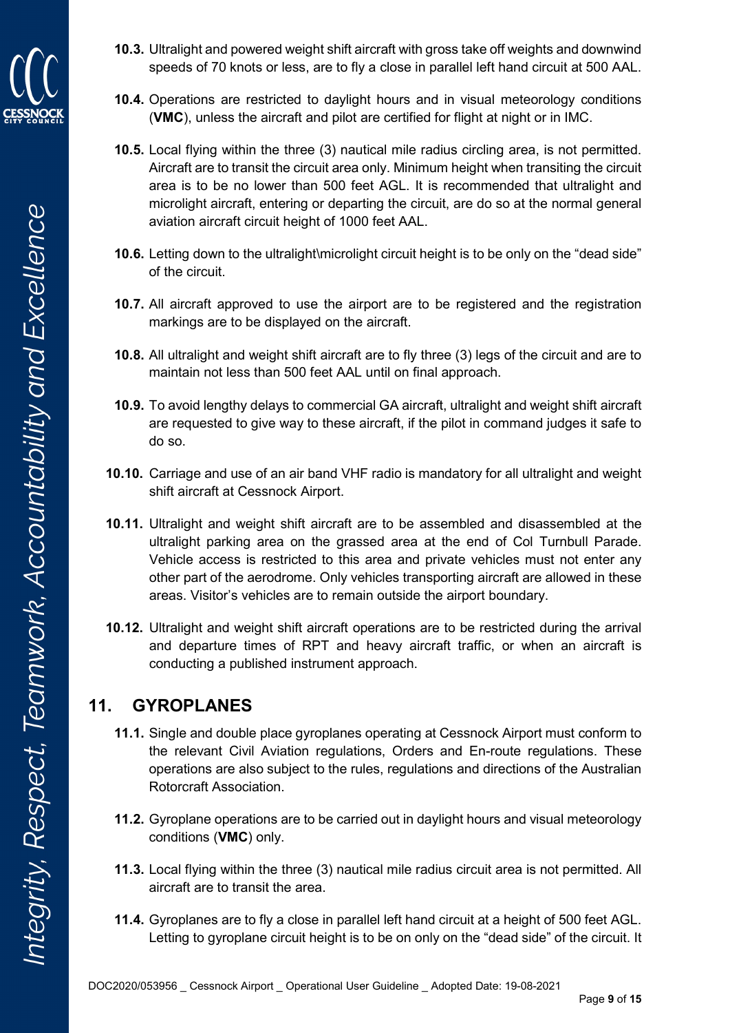**10.3.** Ultralight and powered weight shift aircraft with gross take off weights and downwind speeds of 70 knots or less, are to fly a close in parallel left hand circuit at 500 AAL.

**10.4.** Operations are restricted to daylight hours and in visual meteorology conditions (**VMC**), unless the aircraft and pilot are certified for flight at night or in IMC.

**10.5.** Local flying within the three (3) nautical mile radius circling area, is not permitted. Aircraft are to transit the circuit area only. Minimum height when transiting the circuit area is to be no lower than 500 feet AGL. It is recommended that ultralight and microlight aircraft, entering or departing the circuit, are do so at the normal general aviation aircraft circuit height of 1000 feet AAL.

**10.6.** Letting down to the ultralight\microlight circuit height is to be only on the "dead side" of the circuit.

**10.7.** All aircraft approved to use the airport are to be registered and the registration markings are to be displayed on the aircraft.

**10.8.** All ultralight and weight shift aircraft are to fly three (3) legs of the circuit and are to maintain not less than 500 feet AAL until on final approach.

**10.9.** To avoid lengthy delays to commercial GA aircraft, ultralight and weight shift aircraft are requested to give way to these aircraft, if the pilot in command judges it safe to do so.

**10.10.** Carriage and use of an air band VHF radio is mandatory for all ultralight and weight shift aircraft at Cessnock Airport.

**10.11.** Ultralight and weight shift aircraft are to be assembled and disassembled at the ultralight parking area on the grassed area at the end of Col Turnbull Parade. Vehicle access is restricted to this area and private vehicles must not enter any other part of the aerodrome. Only vehicles transporting aircraft are allowed in these areas. Visitor's vehicles are to remain outside the airport boundary.

**10.12.** Ultralight and weight shift aircraft operations are to be restricted during the arrival and departure times of RPT and heavy aircraft traffic, or when an aircraft is conducting a published instrument approach.

## 11. GYROPLANES

**11.1.** Single and double place gyroplanes operating at Cessnock Airport must conform to the relevant Civil Aviation regulations, Orders and En-route regulations. These operations are also subject to the rules, regulations and directions of the Australian Rotorcraft Association.

**11.2.** Gyroplane operations are to be carried out in daylight hours and visual meteorology conditions (**VMC**) only.

**11.3.** Local flying within the three (3) nautical mile radius circuit area is not permitted. All aircraft are to transit the area.

**11.4.** Gyroplanes are to fly a close in parallel left hand circuit at a height of 500 feet AGL. Letting to gyroplane circuit height is to be on only on the "dead side" of the circuit. It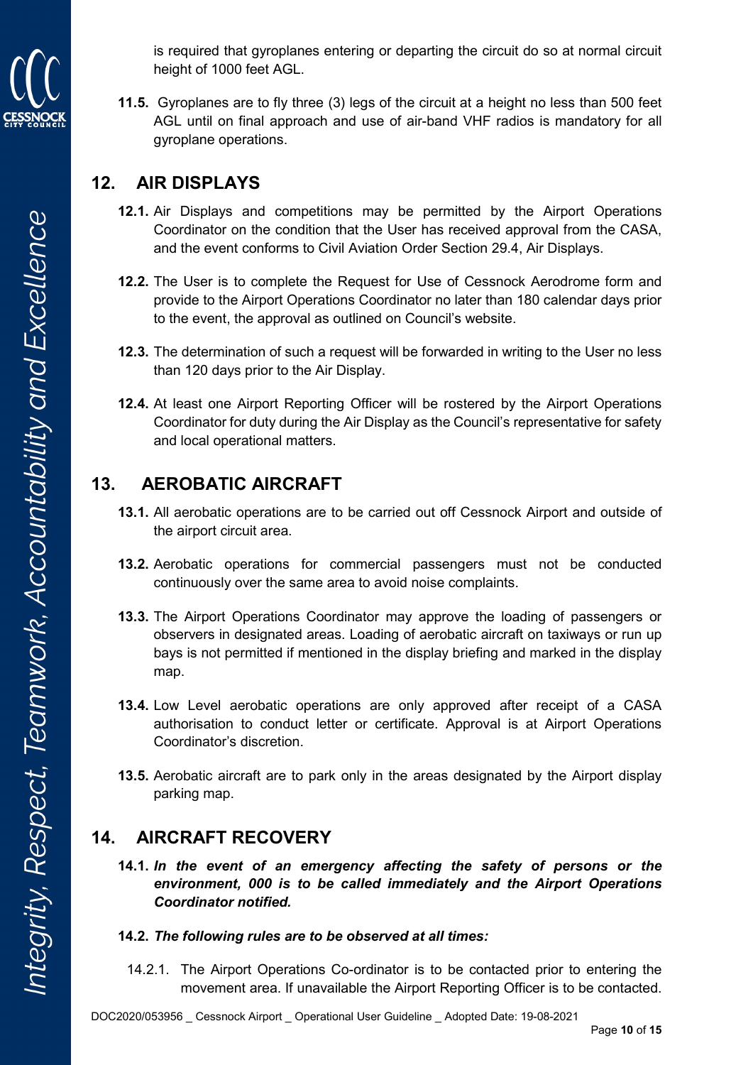is required that gyroplanes entering or departing the circuit do so at normal circuit height of 1000 feet AGL.

**11.5.** Gyroplanes are to fly three (3) legs of the circuit at a height no less than 500 feet AGL until on final approach and use of air-band VHF radios is mandatory for all gyroplane operations.

## 12. AIR DISPLAYS

**12.1.** Air Displays and competitions may be permitted by the Airport Operations Coordinator on the condition that the User has received approval from the CASA, and the event conforms to Civil Aviation Order Section 29.4, Air Displays.

**12.2.** The User is to complete the Request for Use of Cessnock Aerodrome form and provide to the Airport Operations Coordinator no later than 180 calendar days prior to the event, the approval as outlined on Council's website.

**12.3.** The determination of such a request will be forwarded in writing to the User no less than 120 days prior to the Air Display.

**12.4.** At least one Airport Reporting Officer will be rostered by the Airport Operations Coordinator for duty during the Air Display as the Council's representative for safety and local operational matters.

## 13. AEROBATIC AIRCRAFT

**13.1.** All aerobatic operations are to be carried out off Cessnock Airport and outside of the airport circuit area.

**13.2.** Aerobatic operations for commercial passengers must not be conducted continuously over the same area to avoid noise complaints.

**13.3.** The Airport Operations Coordinator may approve the loading of passengers or observers in designated areas. Loading of aerobatic aircraft on taxiways or run up bays is not permitted if mentioned in the display briefing and marked in the display map.

**13.4.** Low Level aerobatic operations are only approved after receipt of a CASA authorisation to conduct letter or certificate. Approval is at Airport Operations Coordinator's discretion.

**13.5.** Aerobatic aircraft are to park only in the areas designated by the Airport display parking map.

## 14. AIRCRAFT RECOVERY

**14.1.** ***In the event of an emergency affecting the safety of persons or the environment, 000 is to be called immediately and the Airport Operations Coordinator notified.***

**14.2.** ***The following rules are to be observed at all times:***

14.2.1. The Airport Operations Co-ordinator is to be contacted prior to entering the movement area. If unavailable the Airport Reporting Officer is to be contacted.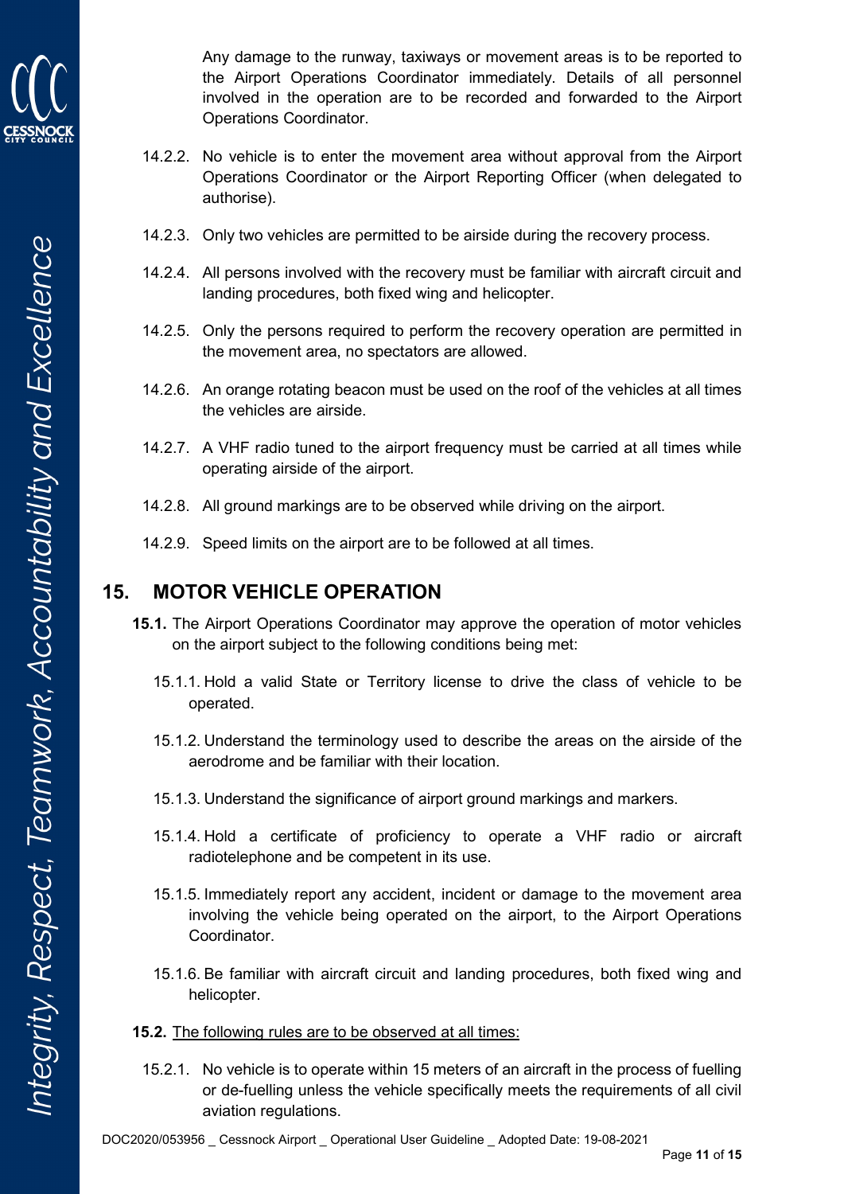Any damage to the runway, taxiways or movement areas is to be reported to the Airport Operations Coordinator immediately. Details of all personnel involved in the operation are to be recorded and forwarded to the Airport Operations Coordinator.

14.2.2. No vehicle is to enter the movement area without approval from the Airport Operations Coordinator or the Airport Reporting Officer (when delegated to authorise).

14.2.3. Only two vehicles are permitted to be airside during the recovery process.

14.2.4. All persons involved with the recovery must be familiar with aircraft circuit and landing procedures, both fixed wing and helicopter.

14.2.5. Only the persons required to perform the recovery operation are permitted in the movement area, no spectators are allowed.

14.2.6. An orange rotating beacon must be used on the roof of the vehicles at all times the vehicles are airside.

14.2.7. A VHF radio tuned to the airport frequency must be carried at all times while operating airside of the airport.

14.2.8. All ground markings are to be observed while driving on the airport.

14.2.9. Speed limits on the airport are to be followed at all times.

# 15. MOTOR VEHICLE OPERATION

**15.1.** The Airport Operations Coordinator may approve the operation of motor vehicles on the airport subject to the following conditions being met:

15.1.1. Hold a valid State or Territory license to drive the class of vehicle to be operated.

15.1.2. Understand the terminology used to describe the areas on the airside of the aerodrome and be familiar with their location.

15.1.3. Understand the significance of airport ground markings and markers.

15.1.4. Hold a certificate of proficiency to operate a VHF radio or aircraft radiotelephone and be competent in its use.

15.1.5. Immediately report any accident, incident or damage to the movement area involving the vehicle being operated on the airport, to the Airport Operations Coordinator.

15.1.6. Be familiar with aircraft circuit and landing procedures, both fixed wing and helicopter.

**15.2.** The following rules are to be observed at all times:

15.2.1. No vehicle is to operate within 15 meters of an aircraft in the process of fuelling or de-fuelling unless the vehicle specifically meets the requirements of all civil aviation regulations.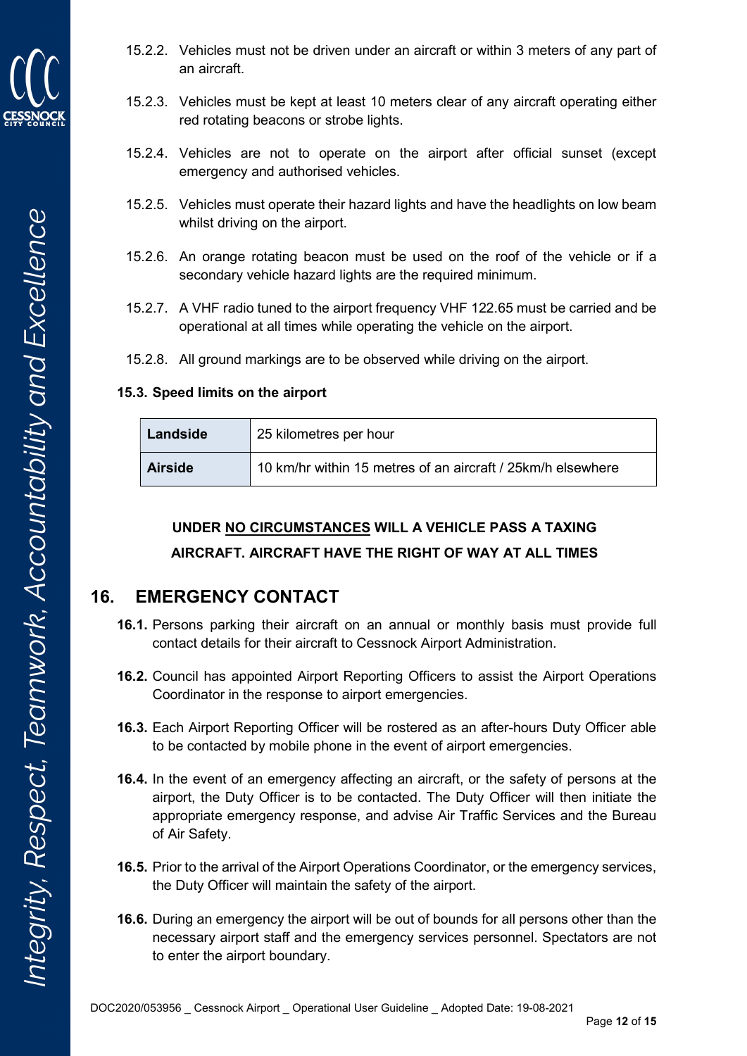15.2.2. Vehicles must not be driven under an aircraft or within 3 meters of any part of an aircraft.

15.2.3. Vehicles must be kept at least 10 meters clear of any aircraft operating either red rotating beacons or strobe lights.

15.2.4. Vehicles are not to operate on the airport after official sunset (except emergency and authorised vehicles.

15.2.5. Vehicles must operate their hazard lights and have the headlights on low beam whilst driving on the airport.

15.2.6. An orange rotating beacon must be used on the roof of the vehicle or if a secondary vehicle hazard lights are the required minimum.

15.2.7. A VHF radio tuned to the airport frequency VHF 122.65 must be carried and be operational at all times while operating the vehicle on the airport.

15.2.8. All ground markings are to be observed while driving on the airport.

**15.3. Speed limits on the airport**

| **Landside** | 25 kilometres per hour |
|---|---|
| **Airside** | 10 km/hr within 15 metres of an aircraft / 25km/h elsewhere |

**UNDER NO CIRCUMSTANCES WILL A VEHICLE PASS A TAXING AIRCRAFT. AIRCRAFT HAVE THE RIGHT OF WAY AT ALL TIMES**

## 16. EMERGENCY CONTACT

**16.1.** Persons parking their aircraft on an annual or monthly basis must provide full contact details for their aircraft to Cessnock Airport Administration.

**16.2.** Council has appointed Airport Reporting Officers to assist the Airport Operations Coordinator in the response to airport emergencies.

**16.3.** Each Airport Reporting Officer will be rostered as an after-hours Duty Officer able to be contacted by mobile phone in the event of airport emergencies.

**16.4.** In the event of an emergency affecting an aircraft, or the safety of persons at the airport, the Duty Officer is to be contacted. The Duty Officer will then initiate the appropriate emergency response, and advise Air Traffic Services and the Bureau of Air Safety.

**16.5.** Prior to the arrival of the Airport Operations Coordinator, or the emergency services, the Duty Officer will maintain the safety of the airport.

**16.6.** During an emergency the airport will be out of bounds for all persons other than the necessary airport staff and the emergency services personnel. Spectators are not to enter the airport boundary.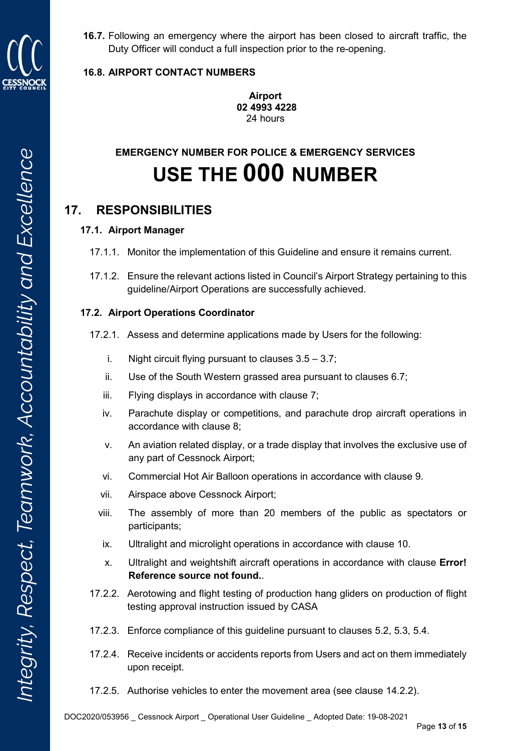**16.7.** Following an emergency where the airport has been closed to aircraft traffic, the Duty Officer will conduct a full inspection prior to the re-opening.

**16.8. AIRPORT CONTACT NUMBERS**

**Airport**
**02 4993 4228**
24 hours

**EMERGENCY NUMBER FOR POLICE & EMERGENCY SERVICES**

# USE THE 000 NUMBER

## 17. RESPONSIBILITIES

### 17.1. Airport Manager

17.1.1. Monitor the implementation of this Guideline and ensure it remains current.

17.1.2. Ensure the relevant actions listed in Council's Airport Strategy pertaining to this guideline/Airport Operations are successfully achieved.

### 17.2. Airport Operations Coordinator

17.2.1. Assess and determine applications made by Users for the following:

i. Night circuit flying pursuant to clauses 3.5 – 3.7;
ii. Use of the South Western grassed area pursuant to clauses 6.7;
iii. Flying displays in accordance with clause 7;
iv. Parachute display or competitions, and parachute drop aircraft operations in accordance with clause 8;
v. An aviation related display, or a trade display that involves the exclusive use of any part of Cessnock Airport;
vi. Commercial Hot Air Balloon operations in accordance with clause 9.
vii. Airspace above Cessnock Airport;
viii. The assembly of more than 20 members of the public as spectators or participants;
ix. Ultralight and microlight operations in accordance with clause 10.
x. Ultralight and weightshift aircraft operations in accordance with clause **Error! Reference source not found.**.

17.2.2. Aerotowing and flight testing of production hang gliders on production of flight testing approval instruction issued by CASA

17.2.3. Enforce compliance of this guideline pursuant to clauses 5.2, 5.3, 5.4.

17.2.4. Receive incidents or accidents reports from Users and act on them immediately upon receipt.

17.2.5. Authorise vehicles to enter the movement area (see clause 14.2.2).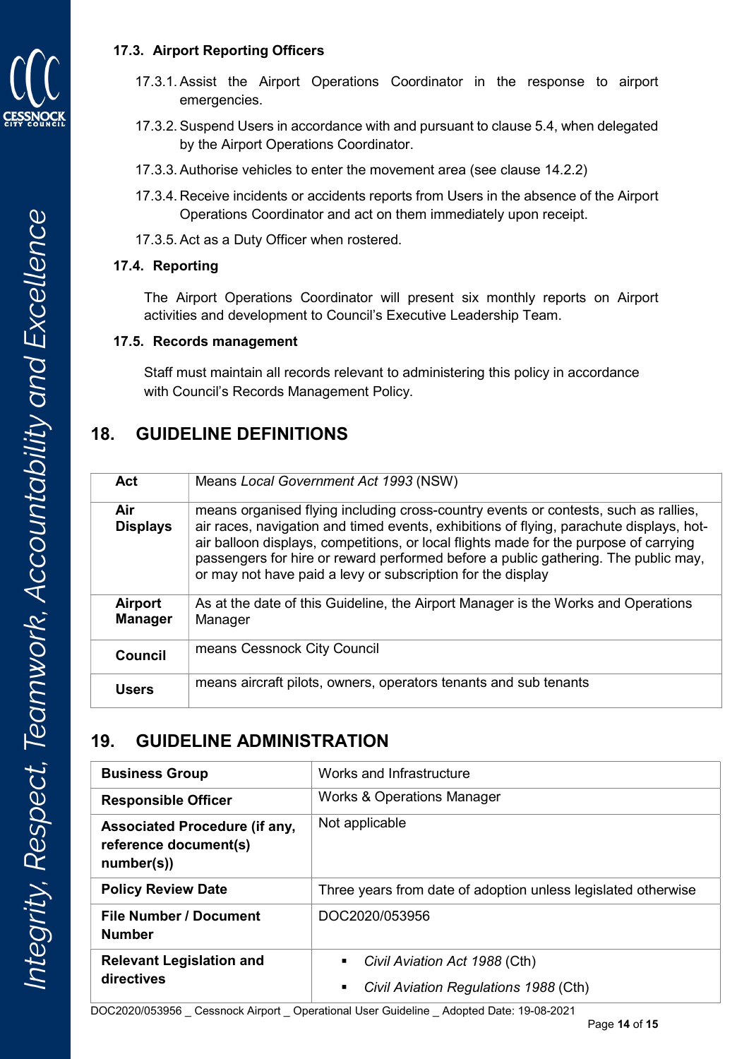### 17.3. Airport Reporting Officers

17.3.1. Assist the Airport Operations Coordinator in the response to airport emergencies.

17.3.2. Suspend Users in accordance with and pursuant to clause 5.4, when delegated by the Airport Operations Coordinator.

17.3.3. Authorise vehicles to enter the movement area (see clause 14.2.2)

17.3.4. Receive incidents or accidents reports from Users in the absence of the Airport Operations Coordinator and act on them immediately upon receipt.

17.3.5. Act as a Duty Officer when rostered.

### 17.4. Reporting

The Airport Operations Coordinator will present six monthly reports on Airport activities and development to Council's Executive Leadership Team.

### 17.5. Records management

Staff must maintain all records relevant to administering this policy in accordance with Council's Records Management Policy.

## 18. GUIDELINE DEFINITIONS

| | |
|---|---|
| **Act** | Means *Local Government Act 1993* (NSW) |
| **Air Displays** | means organised flying including cross-country events or contests, such as rallies, air races, navigation and timed events, exhibitions of flying, parachute displays, hot-air balloon displays, competitions, or local flights made for the purpose of carrying passengers for hire or reward performed before a public gathering. The public may, or may not have paid a levy or subscription for the display |
| **Airport Manager** | As at the date of this Guideline, the Airport Manager is the Works and Operations Manager |
| **Council** | means Cessnock City Council |
| **Users** | means aircraft pilots, owners, operators tenants and sub tenants |

## 19. GUIDELINE ADMINISTRATION

| | |
|---|---|
| **Business Group** | Works and Infrastructure |
| **Responsible Officer** | Works & Operations Manager |
| **Associated Procedure (if any, reference document(s) number(s))** | Not applicable |
| **Policy Review Date** | Three years from date of adoption unless legislated otherwise |
| **File Number / Document Number** | DOC2020/053956 |
| **Relevant Legislation and directives** | ▪ *Civil Aviation Act 1988* (Cth)<br>▪ *Civil Aviation Regulations 1988* (Cth) |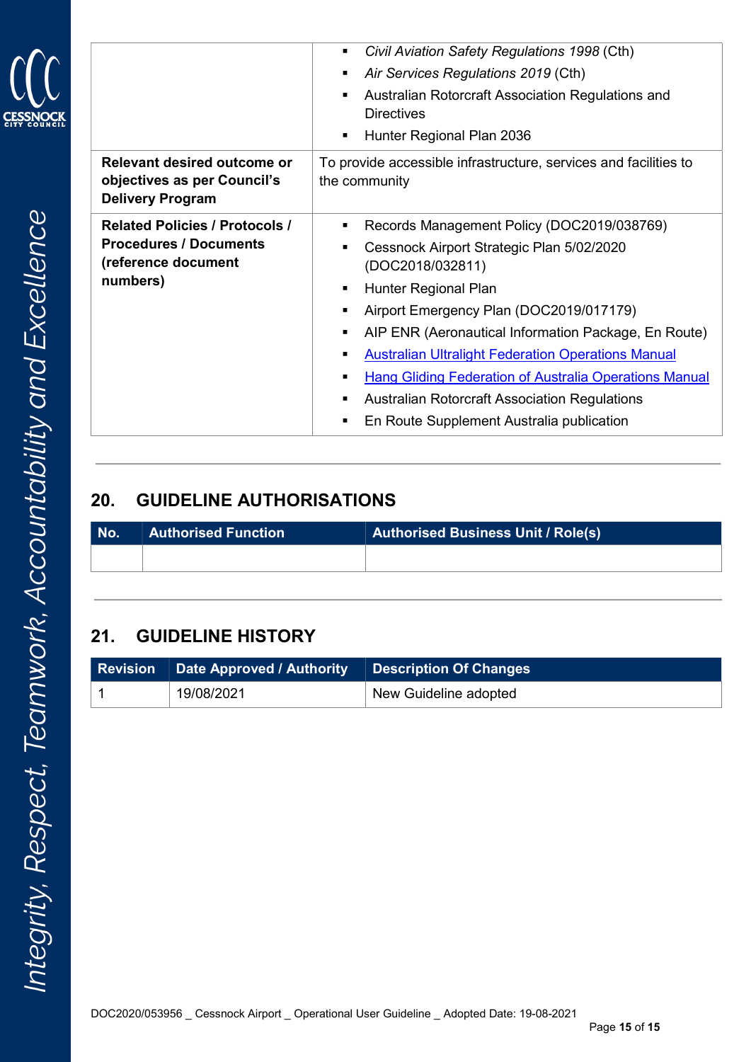| | |
|---|---|
| | ▪ *Civil Aviation Safety Regulations 1998* (Cth)<br>▪ *Air Services Regulations 2019* (Cth)<br>▪ Australian Rotorcraft Association Regulations and Directives<br>▪ Hunter Regional Plan 2036 |
| **Relevant desired outcome or objectives as per Council's Delivery Program** | To provide accessible infrastructure, services and facilities to the community |
| **Related Policies / Protocols / Procedures / Documents (reference document numbers)** | ▪ Records Management Policy (DOC2019/038769)<br>▪ Cessnock Airport Strategic Plan 5/02/2020 (DOC2018/032811)<br>▪ Hunter Regional Plan<br>▪ Airport Emergency Plan (DOC2019/017179)<br>▪ AIP ENR (Aeronautical Information Package, En Route)<br>▪ Australian Ultralight Federation Operations Manual<br>▪ Hang Gliding Federation of Australia Operations Manual<br>▪ Australian Rotorcraft Association Regulations<br>▪ En Route Supplement Australia publication |

## 20. GUIDELINE AUTHORISATIONS

| No. | Authorised Function | Authorised Business Unit / Role(s) |
|---|---|---|
| | | |

## 21. GUIDELINE HISTORY

| Revision | Date Approved / Authority | Description Of Changes |
|---|---|---|
| 1 | 19/08/2021 | New Guideline adopted |